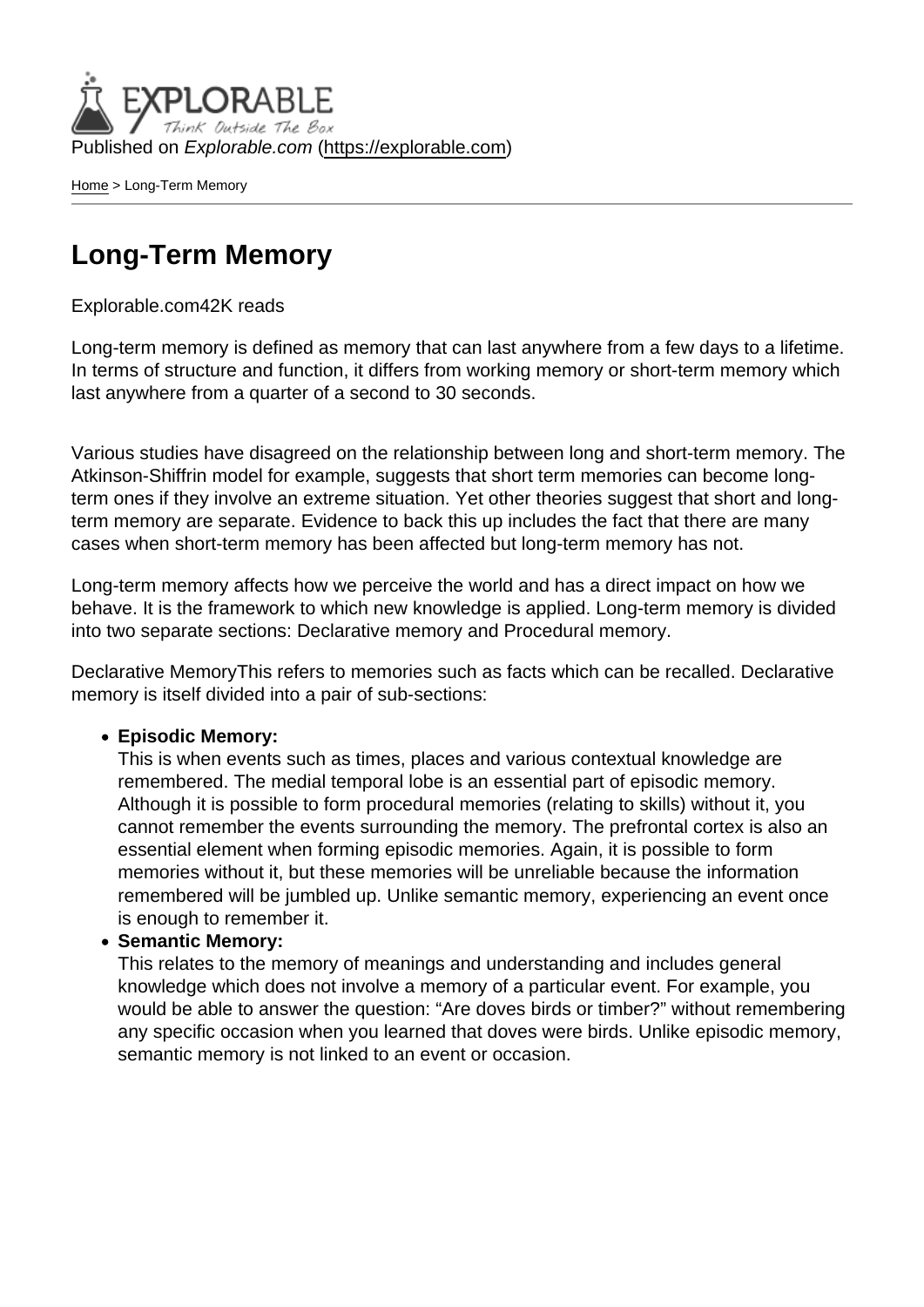Published on *Explorable.com* (https://explorable.com)

Home > Long-Term Memory

# Long-Term Memory

Explorable.com42K reads

Long-term memory is defined as memory that can last anywhere from a few days to a lifetime. In terms of structure and function, it differs from working memory or short-term memory which last anywhere from a quarter of a second to 30 seconds.

Various studies have disagreed on the relationship between long and short-term memory. The Atkinson-Shiffrin model for example, suggests that short term memories can become long-term ones if they involve an extreme situation. Yet other theories suggest that short and long-term memory are separate. Evidence to back this up includes the fact that there are many cases when short-term memory has been affected but long-term memory has not.

Long-term memory affects how we perceive the world and has a direct impact on how we behave. It is the framework to which new knowledge is applied. Long-term memory is divided into two separate sections: Declarative memory and Procedural memory.

Declarative MemoryThis refers to memories such as facts which can be recalled. Declarative memory is itself divided into a pair of sub-sections:

- **Episodic Memory:**
  This is when events such as times, places and various contextual knowledge are remembered. The medial temporal lobe is an essential part of episodic memory. Although it is possible to form procedural memories (relating to skills) without it, you cannot remember the events surrounding the memory. The prefrontal cortex is also an essential element when forming episodic memories. Again, it is possible to form memories without it, but these memories will be unreliable because the information remembered will be jumbled up. Unlike semantic memory, experiencing an event once is enough to remember it.
- **Semantic Memory:**
  This relates to the memory of meanings and understanding and includes general knowledge which does not involve a memory of a particular event. For example, you would be able to answer the question: "Are doves birds or timber?" without remembering any specific occasion when you learned that doves were birds. Unlike episodic memory, semantic memory is not linked to an event or occasion.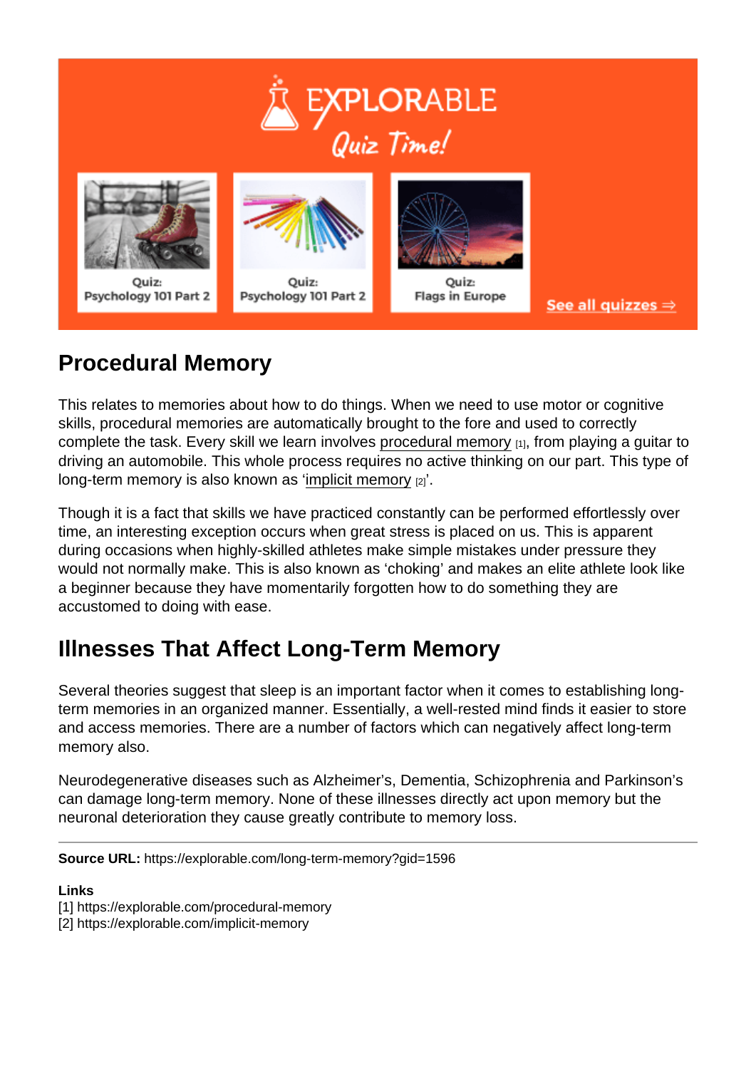## Procedural Memory

This relates to memories about how to do things. When we need to use motor or cognitive skills, procedural memories are automatically brought to the fore and used to correctly complete the task. Every skill we learn involves procedural memory [1], from playing a guitar to driving an automobile. This whole process requires no active thinking on our part. This type of long-term memory is also known as 'implicit memory [2]'.

Though it is a fact that skills we have practiced constantly can be performed effortlessly over time, an interesting exception occurs when great stress is placed on us. This is apparent during occasions when highly-skilled athletes make simple mistakes under pressure they would not normally make. This is also known as 'choking' and makes an elite athlete look like a beginner because they have momentarily forgotten how to do something they are accustomed to doing with ease.

## Illnesses That Affect Long-Term Memory

Several theories suggest that sleep is an important factor when it comes to establishing long-term memories in an organized manner. Essentially, a well-rested mind finds it easier to store and access memories. There are a number of factors which can negatively affect long-term memory also.

Neurodegenerative diseases such as Alzheimer's, Dementia, Schizophrenia and Parkinson's can damage long-term memory. None of these illnesses directly act upon memory but the neuronal deterioration they cause greatly contribute to memory loss.

---

**Source URL:** https://explorable.com/long-term-memory?gid=1596

**Links**
[1] https://explorable.com/procedural-memory
[2] https://explorable.com/implicit-memory